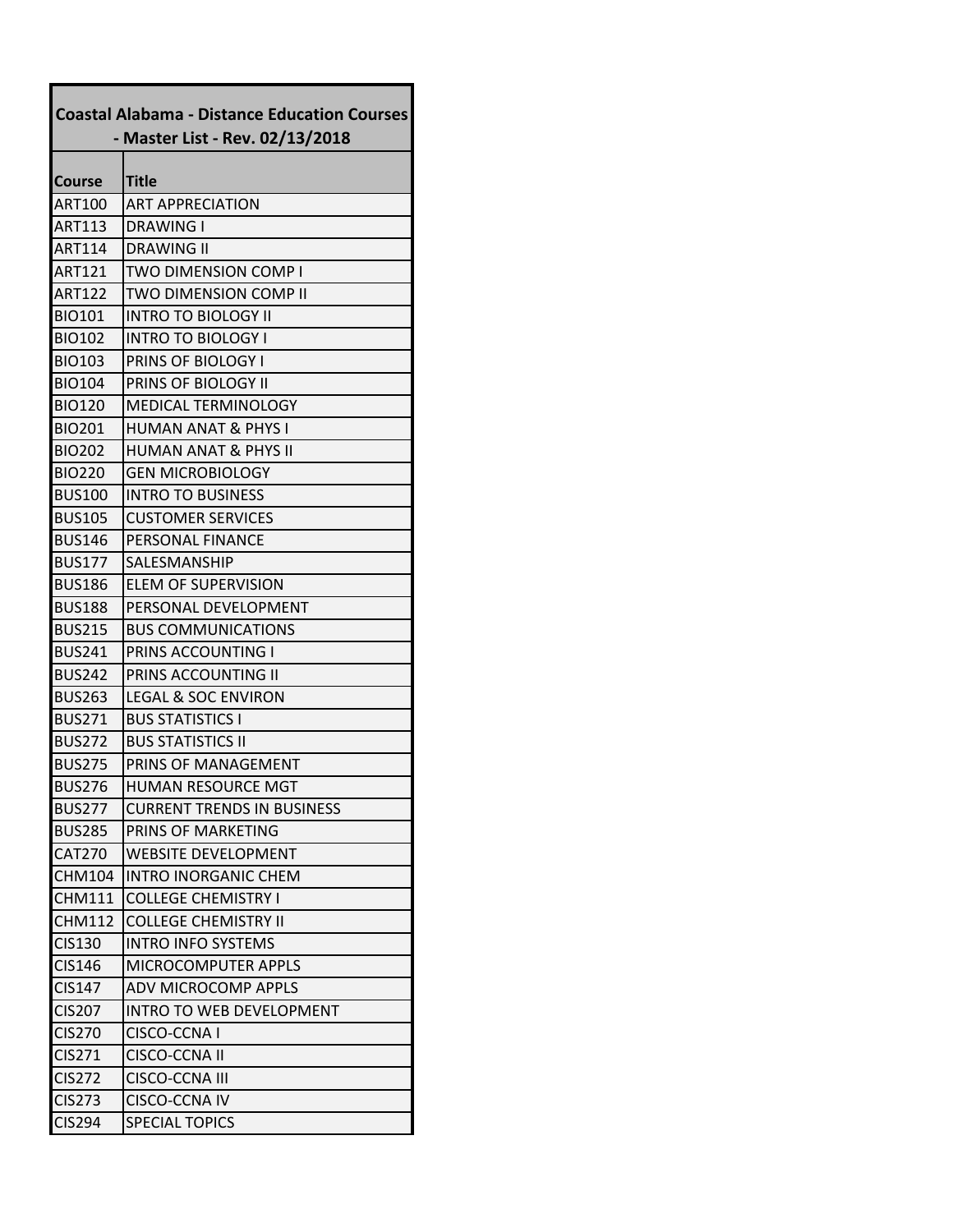| Coastal Alabama - Distance Education Courses - Master List - Rev. 02/13/2018 | |
|---|---|
| **Course** | **Title** |
| ART100 | ART APPRECIATION |
| ART113 | DRAWING I |
| ART114 | DRAWING II |
| ART121 | TWO DIMENSION COMP I |
| ART122 | TWO DIMENSION COMP II |
| BIO101 | INTRO TO BIOLOGY II |
| BIO102 | INTRO TO BIOLOGY I |
| BIO103 | PRINS OF BIOLOGY I |
| BIO104 | PRINS OF BIOLOGY II |
| BIO120 | MEDICAL TERMINOLOGY |
| BIO201 | HUMAN ANAT & PHYS I |
| BIO202 | HUMAN ANAT & PHYS II |
| BIO220 | GEN MICROBIOLOGY |
| BUS100 | INTRO TO BUSINESS |
| BUS105 | CUSTOMER SERVICES |
| BUS146 | PERSONAL FINANCE |
| BUS177 | SALESMANSHIP |
| BUS186 | ELEM OF SUPERVISION |
| BUS188 | PERSONAL DEVELOPMENT |
| BUS215 | BUS COMMUNICATIONS |
| BUS241 | PRINS ACCOUNTING I |
| BUS242 | PRINS ACCOUNTING II |
| BUS263 | LEGAL & SOC ENVIRON |
| BUS271 | BUS STATISTICS I |
| BUS272 | BUS STATISTICS II |
| BUS275 | PRINS OF MANAGEMENT |
| BUS276 | HUMAN RESOURCE MGT |
| BUS277 | CURRENT TRENDS IN BUSINESS |
| BUS285 | PRINS OF MARKETING |
| CAT270 | WEBSITE DEVELOPMENT |
| CHM104 | INTRO INORGANIC CHEM |
| CHM111 | COLLEGE CHEMISTRY I |
| CHM112 | COLLEGE CHEMISTRY II |
| CIS130 | INTRO INFO SYSTEMS |
| CIS146 | MICROCOMPUTER APPLS |
| CIS147 | ADV MICROCOMP APPLS |
| CIS207 | INTRO TO WEB DEVELOPMENT |
| CIS270 | CISCO-CCNA I |
| CIS271 | CISCO-CCNA II |
| CIS272 | CISCO-CCNA III |
| CIS273 | CISCO-CCNA IV |
| CIS294 | SPECIAL TOPICS |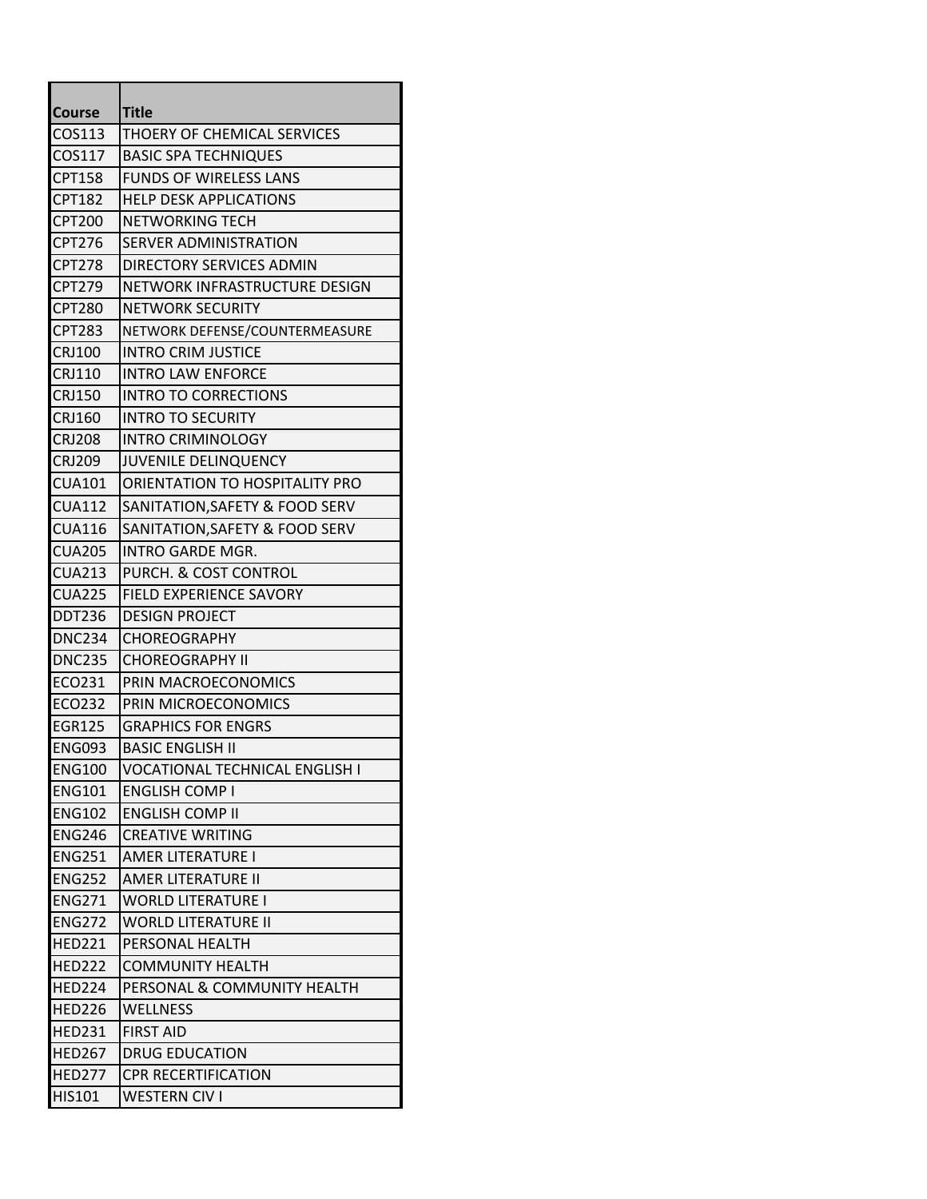| Course | Title |
| --- | --- |
| COS113 | THOERY OF CHEMICAL SERVICES |
| COS117 | BASIC SPA TECHNIQUES |
| CPT158 | FUNDS OF WIRELESS LANS |
| CPT182 | HELP DESK APPLICATIONS |
| CPT200 | NETWORKING TECH |
| CPT276 | SERVER ADMINISTRATION |
| CPT278 | DIRECTORY SERVICES ADMIN |
| CPT279 | NETWORK INFRASTRUCTURE DESIGN |
| CPT280 | NETWORK SECURITY |
| CPT283 | NETWORK DEFENSE/COUNTERMEASURE |
| CRJ100 | INTRO CRIM JUSTICE |
| CRJ110 | INTRO LAW ENFORCE |
| CRJ150 | INTRO TO CORRECTIONS |
| CRJ160 | INTRO TO SECURITY |
| CRJ208 | INTRO CRIMINOLOGY |
| CRJ209 | JUVENILE DELINQUENCY |
| CUA101 | ORIENTATION TO HOSPITALITY PRO |
| CUA112 | SANITATION,SAFETY & FOOD SERV |
| CUA116 | SANITATION,SAFETY & FOOD SERV |
| CUA205 | INTRO GARDE MGR. |
| CUA213 | PURCH. & COST CONTROL |
| CUA225 | FIELD EXPERIENCE SAVORY |
| DDT236 | DESIGN PROJECT |
| DNC234 | CHOREOGRAPHY |
| DNC235 | CHOREOGRAPHY II |
| ECO231 | PRIN MACROECONOMICS |
| ECO232 | PRIN MICROECONOMICS |
| EGR125 | GRAPHICS FOR ENGRS |
| ENG093 | BASIC ENGLISH II |
| ENG100 | VOCATIONAL TECHNICAL ENGLISH I |
| ENG101 | ENGLISH COMP I |
| ENG102 | ENGLISH COMP II |
| ENG246 | CREATIVE WRITING |
| ENG251 | AMER LITERATURE I |
| ENG252 | AMER LITERATURE II |
| ENG271 | WORLD LITERATURE I |
| ENG272 | WORLD LITERATURE II |
| HED221 | PERSONAL HEALTH |
| HED222 | COMMUNITY HEALTH |
| HED224 | PERSONAL & COMMUNITY HEALTH |
| HED226 | WELLNESS |
| HED231 | FIRST AID |
| HED267 | DRUG EDUCATION |
| HED277 | CPR RECERTIFICATION |
| HIS101 | WESTERN CIV I |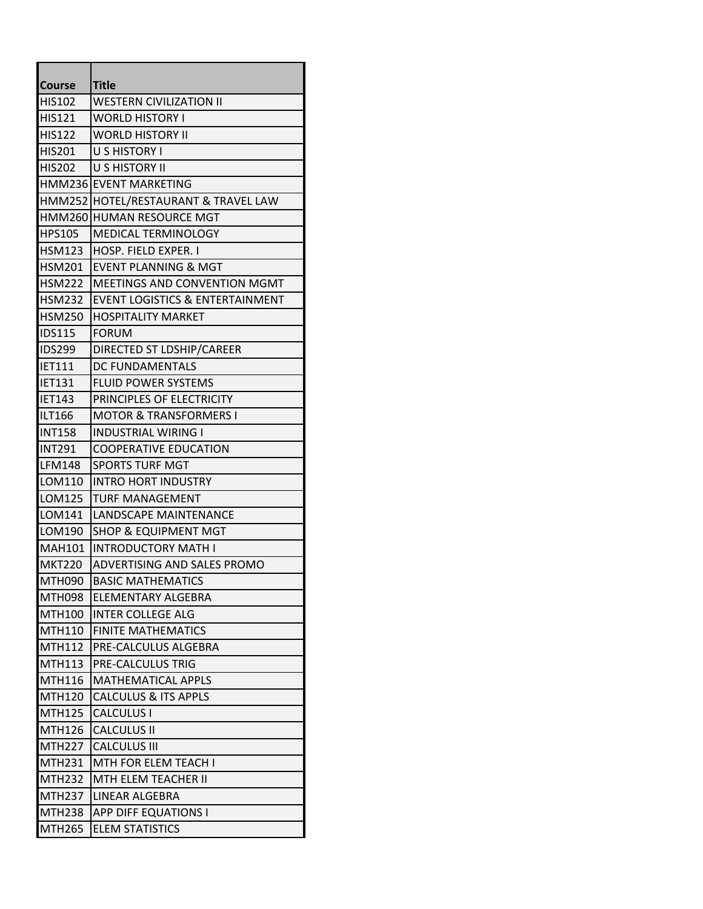| Course | Title |
| --- | --- |
| HIS102 | WESTERN CIVILIZATION II |
| HIS121 | WORLD HISTORY I |
| HIS122 | WORLD HISTORY II |
| HIS201 | U S HISTORY I |
| HIS202 | U S HISTORY II |
| HMM236 | EVENT MARKETING |
| HMM252 | HOTEL/RESTAURANT & TRAVEL LAW |
| HMM260 | HUMAN RESOURCE MGT |
| HPS105 | MEDICAL TERMINOLOGY |
| HSM123 | HOSP. FIELD EXPER. I |
| HSM201 | EVENT PLANNING & MGT |
| HSM222 | MEETINGS AND CONVENTION MGMT |
| HSM232 | EVENT LOGISTICS & ENTERTAINMENT |
| HSM250 | HOSPITALITY MARKET |
| IDS115 | FORUM |
| IDS299 | DIRECTED ST LDSHIP/CAREER |
| IET111 | DC FUNDAMENTALS |
| IET131 | FLUID POWER SYSTEMS |
| IET143 | PRINCIPLES OF ELECTRICITY |
| ILT166 | MOTOR & TRANSFORMERS I |
| INT158 | INDUSTRIAL WIRING I |
| INT291 | COOPERATIVE EDUCATION |
| LFM148 | SPORTS TURF MGT |
| LOM110 | INTRO HORT INDUSTRY |
| LOM125 | TURF MANAGEMENT |
| LOM141 | LANDSCAPE MAINTENANCE |
| LOM190 | SHOP & EQUIPMENT MGT |
| MAH101 | INTRODUCTORY MATH I |
| MKT220 | ADVERTISING AND SALES PROMO |
| MTH090 | BASIC MATHEMATICS |
| MTH098 | ELEMENTARY ALGEBRA |
| MTH100 | INTER COLLEGE ALG |
| MTH110 | FINITE MATHEMATICS |
| MTH112 | PRE-CALCULUS ALGEBRA |
| MTH113 | PRE-CALCULUS TRIG |
| MTH116 | MATHEMATICAL APPLS |
| MTH120 | CALCULUS & ITS APPLS |
| MTH125 | CALCULUS I |
| MTH126 | CALCULUS II |
| MTH227 | CALCULUS III |
| MTH231 | MTH FOR ELEM TEACH I |
| MTH232 | MTH ELEM TEACHER II |
| MTH237 | LINEAR ALGEBRA |
| MTH238 | APP DIFF EQUATIONS I |
| MTH265 | ELEM STATISTICS |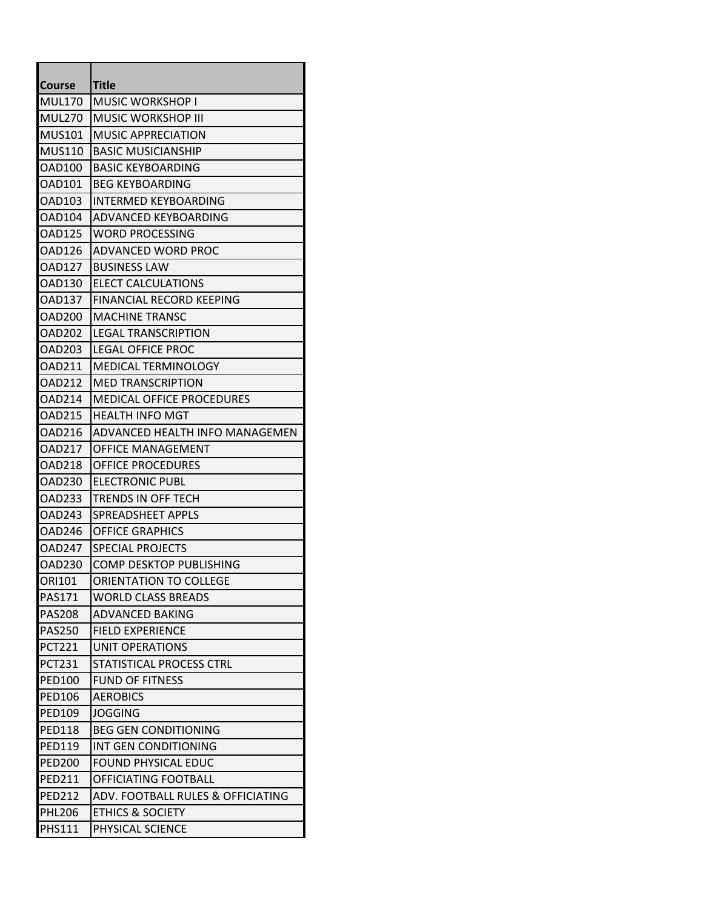| Course | Title |
| --- | --- |
| MUL170 | MUSIC WORKSHOP I |
| MUL270 | MUSIC WORKSHOP III |
| MUS101 | MUSIC APPRECIATION |
| MUS110 | BASIC MUSICIANSHIP |
| OAD100 | BASIC KEYBOARDING |
| OAD101 | BEG KEYBOARDING |
| OAD103 | INTERMED KEYBOARDING |
| OAD104 | ADVANCED KEYBOARDING |
| OAD125 | WORD PROCESSING |
| OAD126 | ADVANCED WORD PROC |
| OAD127 | BUSINESS LAW |
| OAD130 | ELECT CALCULATIONS |
| OAD137 | FINANCIAL RECORD KEEPING |
| OAD200 | MACHINE TRANSC |
| OAD202 | LEGAL TRANSCRIPTION |
| OAD203 | LEGAL OFFICE PROC |
| OAD211 | MEDICAL TERMINOLOGY |
| OAD212 | MED TRANSCRIPTION |
| OAD214 | MEDICAL OFFICE PROCEDURES |
| OAD215 | HEALTH INFO MGT |
| OAD216 | ADVANCED HEALTH INFO MANAGEMEN |
| OAD217 | OFFICE MANAGEMENT |
| OAD218 | OFFICE PROCEDURES |
| OAD230 | ELECTRONIC PUBL |
| OAD233 | TRENDS IN OFF TECH |
| OAD243 | SPREADSHEET APPLS |
| OAD246 | OFFICE GRAPHICS |
| OAD247 | SPECIAL PROJECTS |
| OAD230 | COMP DESKTOP PUBLISHING |
| ORI101 | ORIENTATION TO COLLEGE |
| PAS171 | WORLD CLASS BREADS |
| PAS208 | ADVANCED BAKING |
| PAS250 | FIELD EXPERIENCE |
| PCT221 | UNIT OPERATIONS |
| PCT231 | STATISTICAL PROCESS CTRL |
| PED100 | FUND OF FITNESS |
| PED106 | AEROBICS |
| PED109 | JOGGING |
| PED118 | BEG GEN CONDITIONING |
| PED119 | INT GEN CONDITIONING |
| PED200 | FOUND PHYSICAL EDUC |
| PED211 | OFFICIATING FOOTBALL |
| PED212 | ADV. FOOTBALL RULES & OFFICIATING |
| PHL206 | ETHICS & SOCIETY |
| PHS111 | PHYSICAL SCIENCE |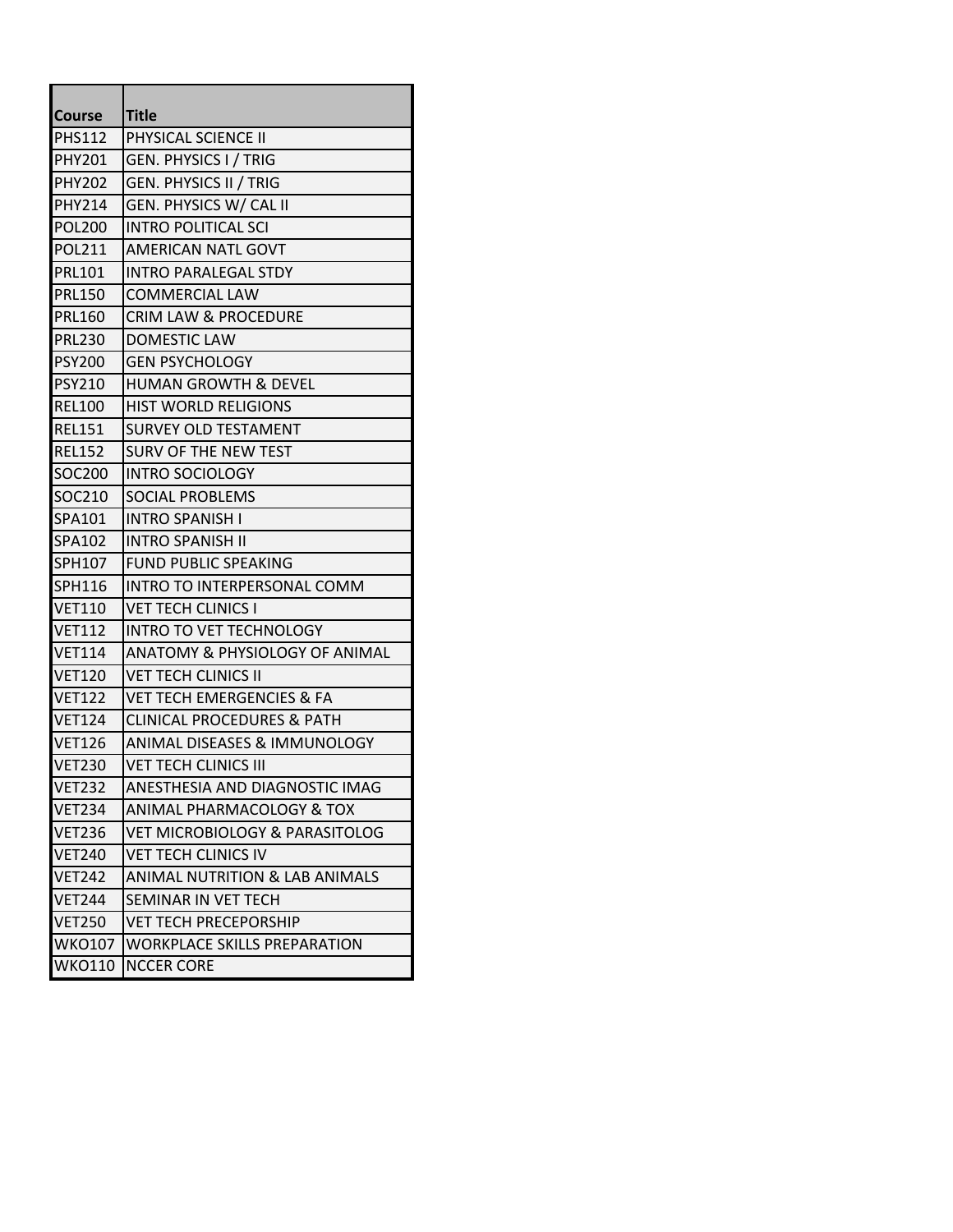| Course | Title |
|---|---|
| PHS112 | PHYSICAL SCIENCE II |
| PHY201 | GEN. PHYSICS I / TRIG |
| PHY202 | GEN. PHYSICS II / TRIG |
| PHY214 | GEN. PHYSICS W/ CAL II |
| POL200 | INTRO POLITICAL SCI |
| POL211 | AMERICAN NATL GOVT |
| PRL101 | INTRO PARALEGAL STDY |
| PRL150 | COMMERCIAL LAW |
| PRL160 | CRIM LAW & PROCEDURE |
| PRL230 | DOMESTIC LAW |
| PSY200 | GEN PSYCHOLOGY |
| PSY210 | HUMAN GROWTH & DEVEL |
| REL100 | HIST WORLD RELIGIONS |
| REL151 | SURVEY OLD TESTAMENT |
| REL152 | SURV OF THE NEW TEST |
| SOC200 | INTRO SOCIOLOGY |
| SOC210 | SOCIAL PROBLEMS |
| SPA101 | INTRO SPANISH I |
| SPA102 | INTRO SPANISH II |
| SPH107 | FUND PUBLIC SPEAKING |
| SPH116 | INTRO TO INTERPERSONAL COMM |
| VET110 | VET TECH CLINICS I |
| VET112 | INTRO TO VET TECHNOLOGY |
| VET114 | ANATOMY & PHYSIOLOGY OF ANIMAL |
| VET120 | VET TECH CLINICS II |
| VET122 | VET TECH EMERGENCIES & FA |
| VET124 | CLINICAL PROCEDURES & PATH |
| VET126 | ANIMAL DISEASES & IMMUNOLOGY |
| VET230 | VET TECH CLINICS III |
| VET232 | ANESTHESIA AND DIAGNOSTIC IMAG |
| VET234 | ANIMAL PHARMACOLOGY & TOX |
| VET236 | VET MICROBIOLOGY & PARASITOLOG |
| VET240 | VET TECH CLINICS IV |
| VET242 | ANIMAL NUTRITION & LAB ANIMALS |
| VET244 | SEMINAR IN VET TECH |
| VET250 | VET TECH PRECEPORSHIP |
| WKO107 | WORKPLACE SKILLS PREPARATION |
| WKO110 | NCCER CORE |